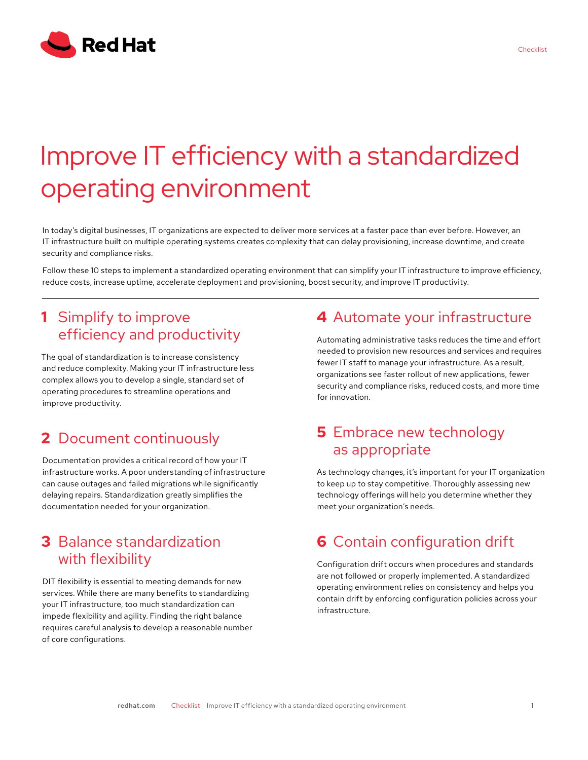# Improve IT efficiency with a standardized operating environment

In today's digital businesses, IT organizations are expected to deliver more services at a faster pace than ever before. However, an IT infrastructure built on multiple operating systems creates complexity that can delay provisioning, increase downtime, and create security and compliance risks.

Follow these 10 steps to implement a standardized operating environment that can simplify your IT infrastructure to improve efficiency, reduce costs, increase uptime, accelerate deployment and provisioning, boost security, and improve IT productivity.

## 1 Simplify to improve efficiency and productivity

The goal of standardization is to increase consistency and reduce complexity. Making your IT infrastructure less complex allows you to develop a single, standard set of operating procedures to streamline operations and improve productivity.

## 2 Document continuously

Documentation provides a critical record of how your IT infrastructure works. A poor understanding of infrastructure can cause outages and failed migrations while significantly delaying repairs. Standardization greatly simplifies the documentation needed for your organization.

## 3 Balance standardization with flexibility

DIT flexibility is essential to meeting demands for new services. While there are many benefits to standardizing your IT infrastructure, too much standardization can impede flexibility and agility. Finding the right balance requires careful analysis to develop a reasonable number of core configurations.

## 4 Automate your infrastructure

Automating administrative tasks reduces the time and effort needed to provision new resources and services and requires fewer IT staff to manage your infrastructure. As a result, organizations see faster rollout of new applications, fewer security and compliance risks, reduced costs, and more time for innovation.

## 5 Embrace new technology as appropriate

As technology changes, it's important for your IT organization to keep up to stay competitive. Thoroughly assessing new technology offerings will help you determine whether they meet your organization's needs.

## 6 Contain configuration drift

Configuration drift occurs when procedures and standards are not followed or properly implemented. A standardized operating environment relies on consistency and helps you contain drift by enforcing configuration policies across your infrastructure.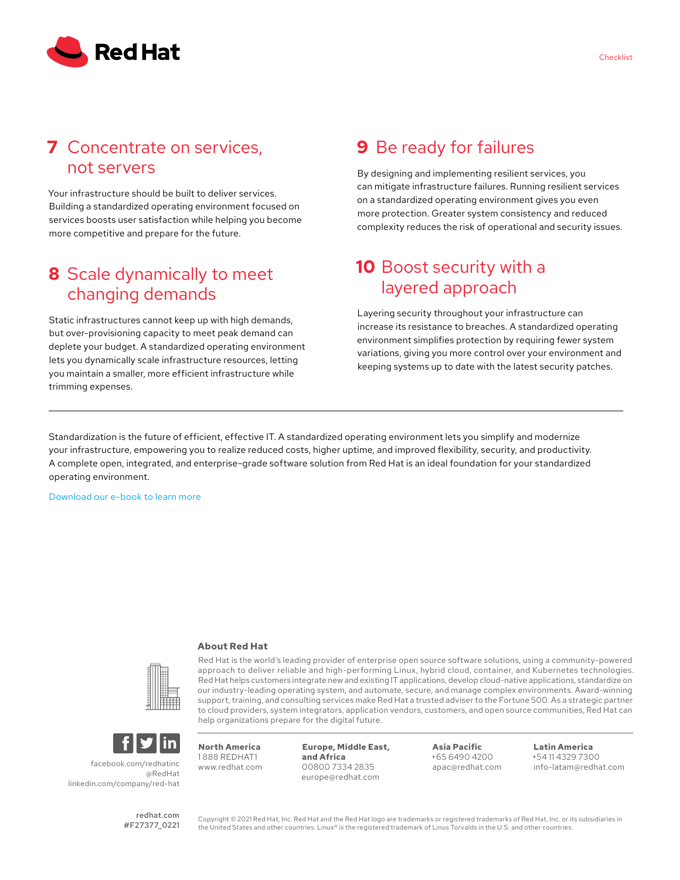## 7 Concentrate on services, not servers

Your infrastructure should be built to deliver services. Building a standardized operating environment focused on services boosts user satisfaction while helping you become more competitive and prepare for the future.

## 8 Scale dynamically to meet changing demands

Static infrastructures cannot keep up with high demands, but over-provisioning capacity to meet peak demand can deplete your budget. A standardized operating environment lets you dynamically scale infrastructure resources, letting you maintain a smaller, more efficient infrastructure while trimming expenses.

## 9 Be ready for failures

By designing and implementing resilient services, you can mitigate infrastructure failures. Running resilient services on a standardized operating environment gives you even more protection. Greater system consistency and reduced complexity reduces the risk of operational and security issues.

## 10 Boost security with a layered approach

Layering security throughout your infrastructure can increase its resistance to breaches. A standardized operating environment simplifies protection by requiring fewer system variations, giving you more control over your environment and keeping systems up to date with the latest security patches.

---

Standardization is the future of efficient, effective IT. A standardized operating environment lets you simplify and modernize your infrastructure, empowering you to realize reduced costs, higher uptime, and improved flexibility, security, and productivity. A complete open, integrated, and enterprise-grade software solution from Red Hat is an ideal foundation for your standardized operating environment.

Download our e-book to learn more

### About Red Hat

Red Hat is the world's leading provider of enterprise open source software solutions, using a community-powered approach to deliver reliable and high-performing Linux, hybrid cloud, container, and Kubernetes technologies. Red Hat helps customers integrate new and existing IT applications, develop cloud-native applications, standardize on our industry-leading operating system, and automate, secure, and manage complex environments. Award-winning support, training, and consulting services make Red Hat a trusted adviser to the Fortune 500. As a strategic partner to cloud providers, system integrators, application vendors, customers, and open source communities, Red Hat can help organizations prepare for the digital future.

facebook.com/redhatinc
@RedHat
linkedin.com/company/red-hat

**North America**
1 888 REDHAT1
www.redhat.com

**Europe, Middle East, and Africa**
00800 7334 2835
europe@redhat.com

**Asia Pacific**
+65 6490 4200
apac@redhat.com

**Latin America**
+54 11 4329 7300
info-latam@redhat.com

redhat.com
#F27377_0221

Copyright © 2021 Red Hat, Inc. Red Hat and the Red Hat logo are trademarks or registered trademarks of Red Hat, Inc. or its subsidiaries in the United States and other countries. Linux® is the registered trademark of Linus Torvalds in the U.S. and other countries.